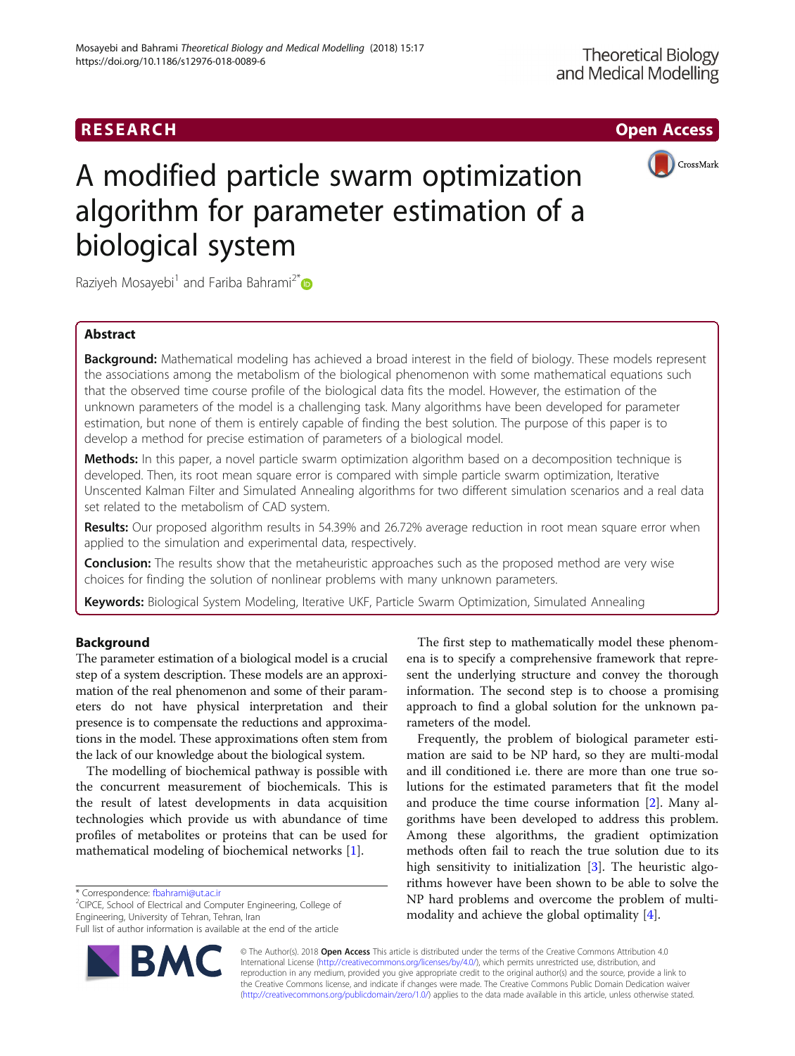# A modified particle swarm optimization algorithm for parameter estimation of a biological system

Raziyeh Mosayebi[1] and Fariba Bahrami[2*]

## Abstract

**Background:** Mathematical modeling has achieved a broad interest in the field of biology. These models represent the associations among the metabolism of the biological phenomenon with some mathematical equations such that the observed time course profile of the biological data fits the model. However, the estimation of the unknown parameters of the model is a challenging task. Many algorithms have been developed for parameter estimation, but none of them is entirely capable of finding the best solution. The purpose of this paper is to develop a method for precise estimation of parameters of a biological model.

**Methods:** In this paper, a novel particle swarm optimization algorithm based on a decomposition technique is developed. Then, its root mean square error is compared with simple particle swarm optimization, Iterative Unscented Kalman Filter and Simulated Annealing algorithms for two different simulation scenarios and a real data set related to the metabolism of CAD system.

**Results:** Our proposed algorithm results in 54.39% and 26.72% average reduction in root mean square error when applied to the simulation and experimental data, respectively.

**Conclusion:** The results show that the metaheuristic approaches such as the proposed method are very wise choices for finding the solution of nonlinear problems with many unknown parameters.

**Keywords:** Biological System Modeling, Iterative UKF, Particle Swarm Optimization, Simulated Annealing

## Background

The parameter estimation of a biological model is a crucial step of a system description. These models are an approximation of the real phenomenon and some of their parameters do not have physical interpretation and their presence is to compensate the reductions and approximations in the model. These approximations often stem from the lack of our knowledge about the biological system.

The modelling of biochemical pathway is possible with the concurrent measurement of biochemicals. This is the result of latest developments in data acquisition technologies which provide us with abundance of time profiles of metabolites or proteins that can be used for mathematical modeling of biochemical networks [1].

The first step to mathematically model these phenomena is to specify a comprehensive framework that represent the underlying structure and convey the thorough information. The second step is to choose a promising approach to find a global solution for the unknown parameters of the model.

Frequently, the problem of biological parameter estimation are said to be NP hard, so they are multi-modal and ill conditioned i.e. there are more than one true solutions for the estimated parameters that fit the model and produce the time course information [2]. Many algorithms have been developed to address this problem. Among these algorithms, the gradient optimization methods often fail to reach the true solution due to its high sensitivity to initialization [3]. The heuristic algorithms however have been shown to be able to solve the NP hard problems and overcome the problem of multi-modality and achieve the global optimality [4].

* Correspondence: fbahrami@ut.ac.ir

[2]CIPCE, School of Electrical and Computer Engineering, College of Engineering, University of Tehran, Tehran, Iran

Full list of author information is available at the end of the article

© The Author(s). 2018 **Open Access** This article is distributed under the terms of the Creative Commons Attribution 4.0 International License (http://creativecommons.org/licenses/by/4.0/), which permits unrestricted use, distribution, and reproduction in any medium, provided you give appropriate credit to the original author(s) and the source, provide a link to the Creative Commons license, and indicate if changes were made. The Creative Commons Public Domain Dedication waiver (http://creativecommons.org/publicdomain/zero/1.0/) applies to the data made available in this article, unless otherwise stated.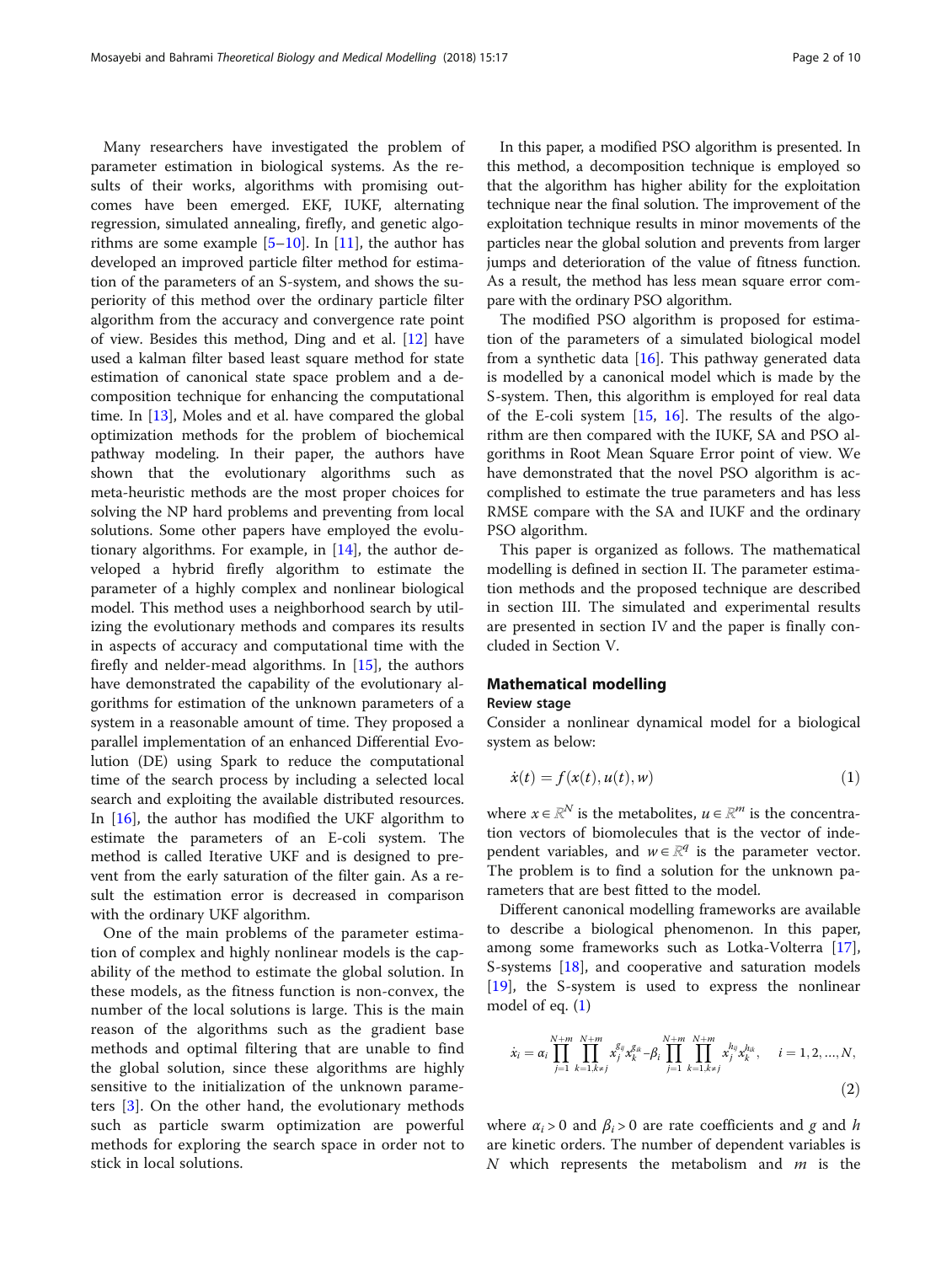Many researchers have investigated the problem of parameter estimation in biological systems. As the results of their works, algorithms with promising outcomes have been emerged. EKF, IUKF, alternating regression, simulated annealing, firefly, and genetic algorithms are some example [5–10]. In [11], the author has developed an improved particle filter method for estimation of the parameters of an S-system, and shows the superiority of this method over the ordinary particle filter algorithm from the accuracy and convergence rate point of view. Besides this method, Ding and et al. [12] have used a kalman filter based least square method for state estimation of canonical state space problem and a decomposition technique for enhancing the computational time. In [13], Moles and et al. have compared the global optimization methods for the problem of biochemical pathway modeling. In their paper, the authors have shown that the evolutionary algorithms such as meta-heuristic methods are the most proper choices for solving the NP hard problems and preventing from local solutions. Some other papers have employed the evolutionary algorithms. For example, in [14], the author developed a hybrid firefly algorithm to estimate the parameter of a highly complex and nonlinear biological model. This method uses a neighborhood search by utilizing the evolutionary methods and compares its results in aspects of accuracy and computational time with the firefly and nelder-mead algorithms. In [15], the authors have demonstrated the capability of the evolutionary algorithms for estimation of the unknown parameters of a system in a reasonable amount of time. They proposed a parallel implementation of an enhanced Differential Evolution (DE) using Spark to reduce the computational time of the search process by including a selected local search and exploiting the available distributed resources. In [16], the author has modified the UKF algorithm to estimate the parameters of an E-coli system. The method is called Iterative UKF and is designed to prevent from the early saturation of the filter gain. As a result the estimation error is decreased in comparison with the ordinary UKF algorithm.

One of the main problems of the parameter estimation of complex and highly nonlinear models is the capability of the method to estimate the global solution. In these models, as the fitness function is non-convex, the number of the local solutions is large. This is the main reason of the algorithms such as the gradient base methods and optimal filtering that are unable to find the global solution, since these algorithms are highly sensitive to the initialization of the unknown parameters [3]. On the other hand, the evolutionary methods such as particle swarm optimization are powerful methods for exploring the search space in order not to stick in local solutions.

In this paper, a modified PSO algorithm is presented. In this method, a decomposition technique is employed so that the algorithm has higher ability for the exploitation technique near the final solution. The improvement of the exploitation technique results in minor movements of the particles near the global solution and prevents from larger jumps and deterioration of the value of fitness function. As a result, the method has less mean square error compare with the ordinary PSO algorithm.

The modified PSO algorithm is proposed for estimation of the parameters of a simulated biological model from a synthetic data [16]. This pathway generated data is modelled by a canonical model which is made by the S-system. Then, this algorithm is employed for real data of the E-coli system [15, 16]. The results of the algorithm are then compared with the IUKF, SA and PSO algorithms in Root Mean Square Error point of view. We have demonstrated that the novel PSO algorithm is accomplished to estimate the true parameters and has less RMSE compare with the SA and IUKF and the ordinary PSO algorithm.

This paper is organized as follows. The mathematical modelling is defined in section II. The parameter estimation methods and the proposed technique are described in section III. The simulated and experimental results are presented in section IV and the paper is finally concluded in Section V.

## Mathematical modelling

### Review stage

Consider a nonlinear dynamical model for a biological system as below:

$$\dot{x}(t) = f(x(t), u(t), w) \tag{1}$$

where $x \in \mathbb{R}^N$ is the metabolites, $u \in \mathbb{R}^m$ is the concentration vectors of biomolecules that is the vector of independent variables, and $w \in \mathbb{R}^q$ is the parameter vector. The problem is to find a solution for the unknown parameters that are best fitted to the model.

Different canonical modelling frameworks are available to describe a biological phenomenon. In this paper, among some frameworks such as Lotka-Volterra [17], S-systems [18], and cooperative and saturation models [19], the S-system is used to express the nonlinear model of eq. (1)

$$\dot{x}_i = \alpha_i \prod_{j=1}^{N+m} \prod_{k=1, k\neq j}^{N+m} x_j^{g_{ij}} x_k^{g_{ik}} - \beta_i \prod_{j=1}^{N+m} \prod_{k=1, k\neq j}^{N+m} x_j^{h_{ij}} x_k^{h_{ik}}, \quad i = 1, 2, \ldots, N, \tag{2}$$

where $\alpha_i > 0$ and $\beta_i > 0$ are rate coefficients and $g$ and $h$ are kinetic orders. The number of dependent variables is $N$ which represents the metabolism and $m$ is the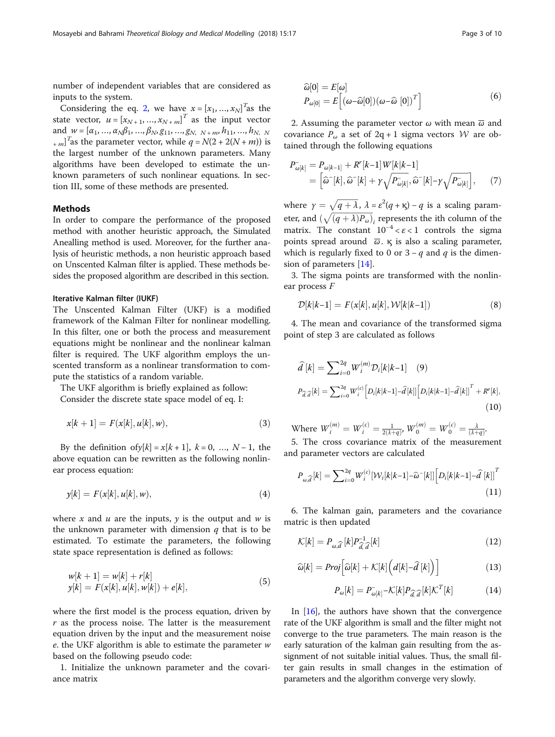number of independent variables that are considered as inputs to the system.

Considering the eq. 2, we have $x = [x_1, \ldots, x_N]^T$as the state vector, $u = [x_{N+1}, \ldots, x_{N+m}]^T$ as the input vector and $w = [\alpha_1, \ldots, \alpha_N \beta_1, \ldots, \beta_N, g_{11}, \ldots, g_{N,\ N+m}, h_{11}, \ldots, h_{N,\ N+m}]^T$as the parameter vector, while $q = N(2 + 2(N + m))$ is the largest number of the unknown parameters. Many algorithms have been developed to estimate the unknown parameters of such nonlinear equations. In section III, some of these methods are presented.

## Methods

In order to compare the performance of the proposed method with another heuristic approach, the Simulated Anealling method is used. Moreover, for the further analysis of heuristic methods, a non heuristic approach based on Unscented Kalman filter is applied. These methods besides the proposed algorithm are described in this section.

### Iterative Kalman filter (IUKF)

The Unscented Kalman Filter (UKF) is a modified framework of the Kalman Filter for nonlinear modelling. In this filter, one or both the process and measurement equations might be nonlinear and the nonlinear kalman filter is required. The UKF algorithm employs the unscented transform as a nonlinear transformation to compute the statistics of a random variable.

The UKF algorithm is briefly explained as follow:

Consider the discrete state space model of eq. I:

$$x[k+1] = F(x[k], u[k], w), \tag{3}$$

By the definition of$y[k] = x[k+1],\ k = 0, \ldots, N-1$, the above equation can be rewritten as the following nonlinear process equation:

$$y[k] = F(x[k], u[k], w), \tag{4}$$

where $x$ and $u$ are the inputs, $y$ is the output and $w$ is the unknown parameter with dimension $q$ that is to be estimated. To estimate the parameters, the following state space representation is defined as follows:

$$\begin{aligned} w[k+1] &= w[k] + r[k] \\ y[k] &= F(x[k], u[k], w[k]) + e[k], \end{aligned} \tag{5}$$

where the first model is the process equation, driven by $r$ as the process noise. The latter is the measurement equation driven by the input and the measurement noise $e$. the UKF algorithm is able to estimate the parameter $w$ based on the following pseudo code:

1. Initialize the unknown parameter and the covariance matrix

$$\begin{aligned} &\widehat{\omega}[0] = E[\omega] \\ &P_{\omega[0]} = E\left[(\omega - \widehat{\omega}[0])(\omega - \widehat{\omega}\ [0])^T\right] \end{aligned} \tag{6}$$

2. Assuming the parameter vector $\omega$ with mean $\overline{\omega}$ and covariance $P_\omega$ a set of 2q + 1 sigma vectors $\mathcal{W}$ are obtained through the following equations

$$\begin{aligned} P^-_{\omega[k]} &= P_{\omega[k-1]} + R^r[k-1]\, W[k|k-1] \\ &= \left[\widehat{\omega}^-[k], \widehat{\omega}^-[k] + \gamma\sqrt{P^-_{\omega[k]}}, \widehat{\omega}^-[k] - \gamma\sqrt{P^-_{\omega[k]}}\right], \end{aligned} \tag{7}$$

where $\gamma = \sqrt{q+\lambda}$, $\lambda = \varepsilon^2(q + \kappa) - q$ is a scaling parameter, and $(\sqrt{(q+\lambda)P_\omega})_i$ represents the ith column of the matrix. The constant $10^{-4} < \varepsilon < 1$ controls the sigma points spread around $\overline{\omega}$. $\kappa$ is also a scaling parameter, which is regularly fixed to 0 or $3 - q$ and $q$ is the dimension of parameters [14].

3. The sigma points are transformed with the nonlinear process $F$

$$\mathcal{D}[k|k-1] = F(x[k], u[k], \mathcal{W}[k|k-1]) \tag{8}$$

4. The mean and covariance of the transformed sigma point of step 3 are calculated as follows

$$\widehat{d}\,[k] = \sum\nolimits_{i=0}^{2q} W_i^{(m)} \mathcal{D}_i[k|k-1] \tag{9}$$

$$P_{\widehat{d},\widehat{d}}[k] = \sum\nolimits_{i=0}^{2q} W_i^{(c)} \left[D_i[k|k-1] - \widehat{d}[k]\right]\left[D_i[k|k-1] - \widehat{d}[k]\right]^T + R^e[k], \tag{10}$$

Where $W_i^{(m)} = W_i^{(c)} = \frac{1}{2(\lambda+q)}$, $W_0^{(m)} = W_0^{(c)} = \frac{\lambda}{(\lambda+q)}$.

5. The cross covariance matrix of the measurement and parameter vectors are calculated

$$P_{\omega,\widehat{d}}[k] = \sum\nolimits_{i=0}^{2q} W_i^{(c)} [\mathcal{W}_i[k|k-1] - \widehat{\omega}^-[k]]\left[D_i[k|k-1] - \widehat{d}\,[k]\right]^T \tag{11}$$

6. The kalman gain, parameters and the covariance matric is then updated

$$\mathcal{K}[k] = P_{\omega,\widehat{d}}[k] P^{-1}_{\widehat{d},\widehat{d}}[k] \tag{12}$$

$$\widehat{\omega}[k] = Proj\left[\widehat{\omega}[k] + \mathcal{K}[k]\left(d[k] - \widehat{d}\,[k]\right)\right] \tag{13}$$

$$P_\omega[k] = P^-_{\omega[k]} - \mathcal{K}[k] P_{\widehat{d},\widehat{d}}[k] \mathcal{K}^T[k] \tag{14}$$

In [16], the authors have shown that the convergence rate of the UKF algorithm is small and the filter might not converge to the true parameters. The main reason is the early saturation of the kalman gain resulting from the assignment of not suitable initial values. Thus, the small filter gain results in small changes in the estimation of parameters and the algorithm converge very slowly.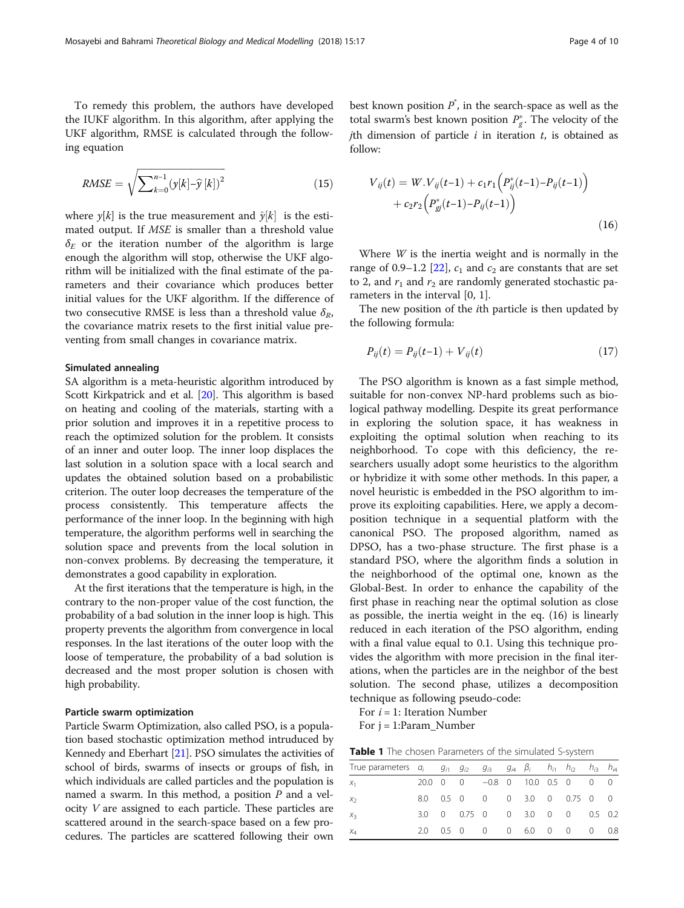To remedy this problem, the authors have developed the IUKF algorithm. In this algorithm, after applying the UKF algorithm, RMSE is calculated through the following equation

$$RMSE = \sqrt{\sum_{k=0}^{n-1} (y[k] - \hat{y}[k])^2} \tag{15}$$

where $y[k]$ is the true measurement and $\hat{y}[k]$ is the estimated output. If *MSE* is smaller than a threshold value $\delta_E$ or the iteration number of the algorithm is large enough the algorithm will stop, otherwise the UKF algorithm will be initialized with the final estimate of the parameters and their covariance which produces better initial values for the UKF algorithm. If the difference of two consecutive RMSE is less than a threshold value $\delta_R$, the covariance matrix resets to the first initial value preventing from small changes in covariance matrix.

### Simulated annealing

SA algorithm is a meta-heuristic algorithm introduced by Scott Kirkpatrick and et al. [20]. This algorithm is based on heating and cooling of the materials, starting with a prior solution and improves it in a repetitive process to reach the optimized solution for the problem. It consists of an inner and outer loop. The inner loop displaces the last solution in a solution space with a local search and updates the obtained solution based on a probabilistic criterion. The outer loop decreases the temperature of the process consistently. This temperature affects the performance of the inner loop. In the beginning with high temperature, the algorithm performs well in searching the solution space and prevents from the local solution in non-convex problems. By decreasing the temperature, it demonstrates a good capability in exploration.

At the first iterations that the temperature is high, in the contrary to the non-proper value of the cost function, the probability of a bad solution in the inner loop is high. This property prevents the algorithm from convergence in local responses. In the last iterations of the outer loop with the loose of temperature, the probability of a bad solution is decreased and the most proper solution is chosen with high probability.

### Particle swarm optimization

Particle Swarm Optimization, also called PSO, is a population based stochastic optimization method intruduced by Kennedy and Eberhart [21]. PSO simulates the activities of school of birds, swarms of insects or groups of fish, in which individuals are called particles and the population is named a swarm. In this method, a position $P$ and a velocity $V$ are assigned to each particle. These particles are scattered around in the search-space based on a few procedures. The particles are scattered following their own best known position $P^*$, in the search-space as well as the total swarm's best known position $P_g^*$. The velocity of the $j$th dimension of particle $i$ in iteration $t$, is obtained as follow:

$$V_{ij}(t) = W.V_{ij}(t-1) + c_1 r_1 \left(P_{ij}^*(t-1) - P_{ij}(t-1)\right) + c_2 r_2 \left(P_{gj}^*(t-1) - P_{ij}(t-1)\right) \tag{16}$$

Where $W$ is the inertia weight and is normally in the range of 0.9–1.2 [22], $c_1$ and $c_2$ are constants that are set to 2, and $r_1$ and $r_2$ are randomly generated stochastic parameters in the interval [0, 1].

The new position of the $i$th particle is then updated by the following formula:

$$P_{ij}(t) = P_{ij}(t-1) + V_{ij}(t) \tag{17}$$

The PSO algorithm is known as a fast simple method, suitable for non-convex NP-hard problems such as biological pathway modelling. Despite its great performance in exploring the solution space, it has weakness in exploiting the optimal solution when reaching to its neighborhood. To cope with this deficiency, the researchers usually adopt some heuristics to the algorithm or hybridize it with some other methods. In this paper, a novel heuristic is embedded in the PSO algorithm to improve its exploiting capabilities. Here, we apply a decomposition technique in a sequential platform with the canonical PSO. The proposed algorithm, named as DPSO, has a two-phase structure. The first phase is a standard PSO, where the algorithm finds a solution in the neighborhood of the optimal one, known as the Global-Best. In order to enhance the capability of the first phase in reaching near the optimal solution as close as possible, the inertia weight in the eq. (16) is linearly reduced in each iteration of the PSO algorithm, ending with a final value equal to 0.1. Using this technique provides the algorithm with more precision in the final iterations, when the particles are in the neighbor of the best solution. The second phase, utilizes a decomposition technique as following pseudo-code:

For $i$ = 1: Iteration Number

For j = 1:Param_Number

**Table 1** The chosen Parameters of the simulated S-system

| True parameters | $\alpha_i$ | $g_{i1}$ | $g_{i2}$ | $g_{i3}$ | $g_{i4}$ | $\beta_i$ | $h_{i1}$ | $h_{i2}$ | $h_{i3}$ | $h_{i4}$ |
|---|---|---|---|---|---|---|---|---|---|---|
| $x_1$ | 20.0 | 0 | 0 | −0.8 | 0 | 10.0 | 0.5 | 0 | 0 | 0 |
| $x_2$ | 8.0 | 0.5 | 0 | 0 | 0 | 3.0 | 0 | 0.75 | 0 | 0 |
| $x_3$ | 3.0 | 0 | 0.75 | 0 | 0 | 3.0 | 0 | 0 | 0.5 | 0.2 |
| $x_4$ | 2.0 | 0.5 | 0 | 0 | 0 | 6.0 | 0 | 0 | 0 | 0.8 |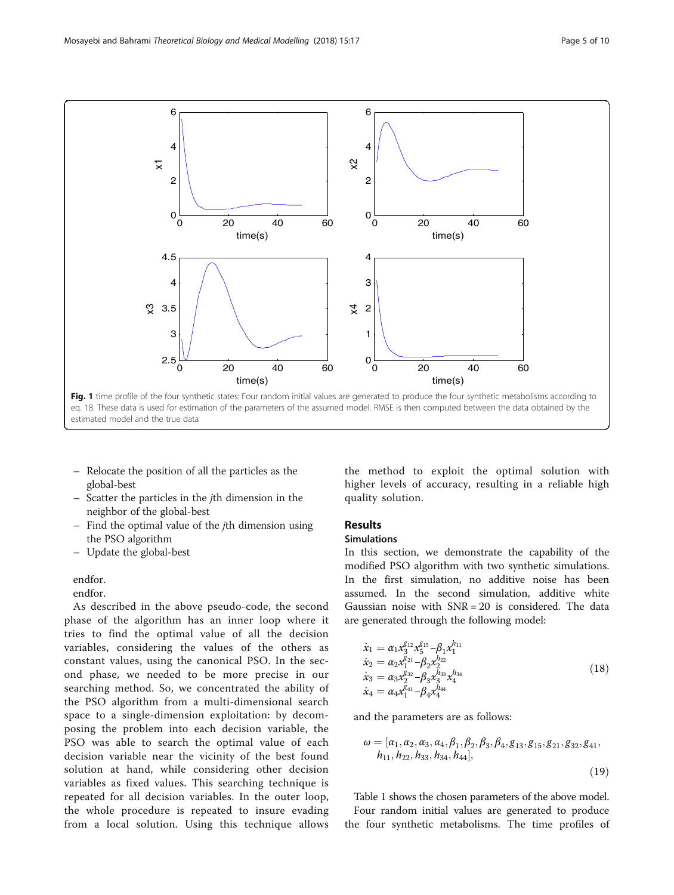Fig. 1 time profile of the four synthetic states: Four random initial values are generated to produce the four synthetic metabolisms according to eq. 18. These data is used for estimation of the parameters of the assumed model. RMSE is then computed between the data obtained by the estimated model and the true data

- Relocate the position of all the particles as the global-best
- Scatter the particles in the *j*th dimension in the neighbor of the global-best
- Find the optimal value of the *j*th dimension using the PSO algorithm
- Update the global-best

endfor.

endfor.

As described in the above pseudo-code, the second phase of the algorithm has an inner loop where it tries to find the optimal value of all the decision variables, considering the values of the others as constant values, using the canonical PSO. In the second phase, we needed to be more precise in our searching method. So, we concentrated the ability of the PSO algorithm from a multi-dimensional search space to a single-dimension exploitation: by decomposing the problem into each decision variable, the PSO was able to search the optimal value of each decision variable near the vicinity of the best found solution at hand, while considering other decision variables as fixed values. This searching technique is repeated for all decision variables. In the outer loop, the whole procedure is repeated to insure evading from a local solution. Using this technique allows the method to exploit the optimal solution with higher levels of accuracy, resulting in a reliable high quality solution.

## Results

### Simulations

In this section, we demonstrate the capability of the modified PSO algorithm with two synthetic simulations. In the first simulation, no additive noise has been assumed. In the second simulation, additive white Gaussian noise with SNR = 20 is considered. The data are generated through the following model:

$$
\begin{aligned}
\dot{x}_1 &= \alpha_1 x_3^{g_{12}} x_5^{g_{15}} - \beta_1 x_1^{h_{11}} \\
\dot{x}_2 &= \alpha_2 x_1^{g_{21}} - \beta_2 x_2^{h_{22}} \\
\dot{x}_3 &= \alpha_3 x_2^{g_{32}} - \beta_3 x_3^{h_{33}} x_4^{h_{34}} \\
\dot{x}_4 &= \alpha_4 x_1^{g_{41}} - \beta_4 x_4^{h_{44}}
\end{aligned}
\tag{18}
$$

and the parameters are as follows:

$$
\omega = [\alpha_1, \alpha_2, \alpha_3, \alpha_4, \beta_1, \beta_2, \beta_3, \beta_4, g_{13}, g_{15}, g_{21}, g_{32}, g_{41}, h_{11}, h_{22}, h_{33}, h_{34}, h_{44}],
\tag{19}
$$

Table 1 shows the chosen parameters of the above model.

Four random initial values are generated to produce the four synthetic metabolisms. The time profiles of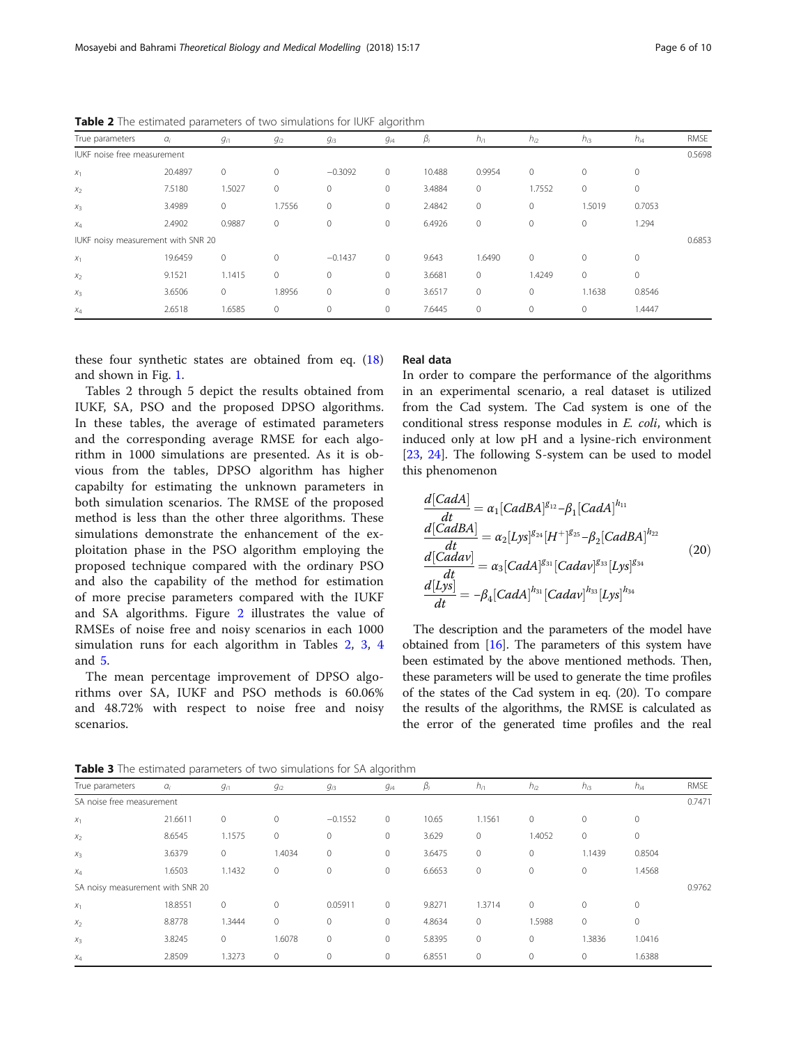**Table 2** The estimated parameters of two simulations for IUKF algorithm

| True parameters | $\alpha_i$ | $g_{i1}$ | $g_{i2}$ | $g_{i3}$ | $g_{i4}$ | $\beta_i$ | $h_{i1}$ | $h_{i2}$ | $h_{i3}$ | $h_{i4}$ | RMSE |
|---|---|---|---|---|---|---|---|---|---|---|---|
| IUKF noise free measurement | | | | | | | | | | | 0.5698 |
| $x_1$ | 20.4897 | 0 | 0 | −0.3092 | 0 | 10.488 | 0.9954 | 0 | 0 | 0 | |
| $x_2$ | 7.5180 | 1.5027 | 0 | 0 | 0 | 3.4884 | 0 | 1.7552 | 0 | 0 | |
| $x_3$ | 3.4989 | 0 | 1.7556 | 0 | 0 | 2.4842 | 0 | 0 | 1.5019 | 0.7053 | |
| $x_4$ | 2.4902 | 0.9887 | 0 | 0 | 0 | 6.4926 | 0 | 0 | 0 | 1.294 | |
| IUKF noisy measurement with SNR 20 | | | | | | | | | | | 0.6853 |
| $x_1$ | 19.6459 | 0 | 0 | −0.1437 | 0 | 9.643 | 1.6490 | 0 | 0 | 0 | |
| $x_2$ | 9.1521 | 1.1415 | 0 | 0 | 0 | 3.6681 | 0 | 1.4249 | 0 | 0 | |
| $x_3$ | 3.6506 | 0 | 1.8956 | 0 | 0 | 3.6517 | 0 | 0 | 1.1638 | 0.8546 | |
| $x_4$ | 2.6518 | 1.6585 | 0 | 0 | 0 | 7.6445 | 0 | 0 | 0 | 1.4447 | |

these four synthetic states are obtained from eq. (18) and shown in Fig. 1.

Tables 2 through 5 depict the results obtained from IUKF, SA, PSO and the proposed DPSO algorithms. In these tables, the average of estimated parameters and the corresponding average RMSE for each algorithm in 1000 simulations are presented. As it is obvious from the tables, DPSO algorithm has higher capabilty for estimating the unknown parameters in both simulation scenarios. The RMSE of the proposed method is less than the other three algorithms. These simulations demonstrate the enhancement of the exploitation phase in the PSO algorithm employing the proposed technique compared with the ordinary PSO and also the capability of the method for estimation of more precise parameters compared with the IUKF and SA algorithms. Figure 2 illustrates the value of RMSEs of noise free and noisy scenarios in each 1000 simulation runs for each algorithm in Tables 2, 3, 4 and 5.

The mean percentage improvement of DPSO algorithms over SA, IUKF and PSO methods is 60.06% and 48.72% with respect to noise free and noisy scenarios.

## Real data

In order to compare the performance of the algorithms in an experimental scenario, a real dataset is utilized from the Cad system. The Cad system is one of the conditional stress response modules in *E. coli*, which is induced only at low pH and a lysine-rich environment [23, 24]. The following S-system can be used to model this phenomenon

$$
\begin{aligned}
\frac{d[CadA]}{dt} &= \alpha_1 [CadBA]^{g_{12}} - \beta_1 [CadA]^{h_{11}} \\
\frac{d[CadBA]}{dt} &= \alpha_2 [Lys]^{g_{24}} [H^+]^{g_{25}} - \beta_2 [CadBA]^{h_{22}} \\
\frac{d[Cadav]}{dt} &= \alpha_3 [CadA]^{g_{31}} [Cadav]^{g_{33}} [Lys]^{g_{34}} \\
\frac{d[Lys]}{dt} &= -\beta_4 [CadA]^{h_{31}} [Cadav]^{h_{33}} [Lys]^{h_{34}}
\end{aligned} \tag{20}
$$

The description and the parameters of the model have obtained from [16]. The parameters of this system have been estimated by the above mentioned methods. Then, these parameters will be used to generate the time profiles of the states of the Cad system in eq. (20). To compare the results of the algorithms, the RMSE is calculated as the error of the generated time profiles and the real

**Table 3** The estimated parameters of two simulations for SA algorithm

| True parameters | $\alpha_i$ | $g_{i1}$ | $g_{i2}$ | $g_{i3}$ | $g_{i4}$ | $\beta_i$ | $h_{i1}$ | $h_{i2}$ | $h_{i3}$ | $h_{i4}$ | RMSE |
|---|---|---|---|---|---|---|---|---|---|---|---|
| SA noise free measurement | | | | | | | | | | | 0.7471 |
| $x_1$ | 21.6611 | 0 | 0 | −0.1552 | 0 | 10.65 | 1.1561 | 0 | 0 | 0 | |
| $x_2$ | 8.6545 | 1.1575 | 0 | 0 | 0 | 3.629 | 0 | 1.4052 | 0 | 0 | |
| $x_3$ | 3.6379 | 0 | 1.4034 | 0 | 0 | 3.6475 | 0 | 0 | 1.1439 | 0.8504 | |
| $x_4$ | 1.6503 | 1.1432 | 0 | 0 | 0 | 6.6653 | 0 | 0 | 0 | 1.4568 | |
| SA noisy measurement with SNR 20 | | | | | | | | | | | 0.9762 |
| $x_1$ | 18.8551 | 0 | 0 | 0.05911 | 0 | 9.8271 | 1.3714 | 0 | 0 | 0 | |
| $x_2$ | 8.8778 | 1.3444 | 0 | 0 | 0 | 4.8634 | 0 | 1.5988 | 0 | 0 | |
| $x_3$ | 3.8245 | 0 | 1.6078 | 0 | 0 | 5.8395 | 0 | 0 | 1.3836 | 1.0416 | |
| $x_4$ | 2.8509 | 1.3273 | 0 | 0 | 0 | 6.8551 | 0 | 0 | 0 | 1.6388 | |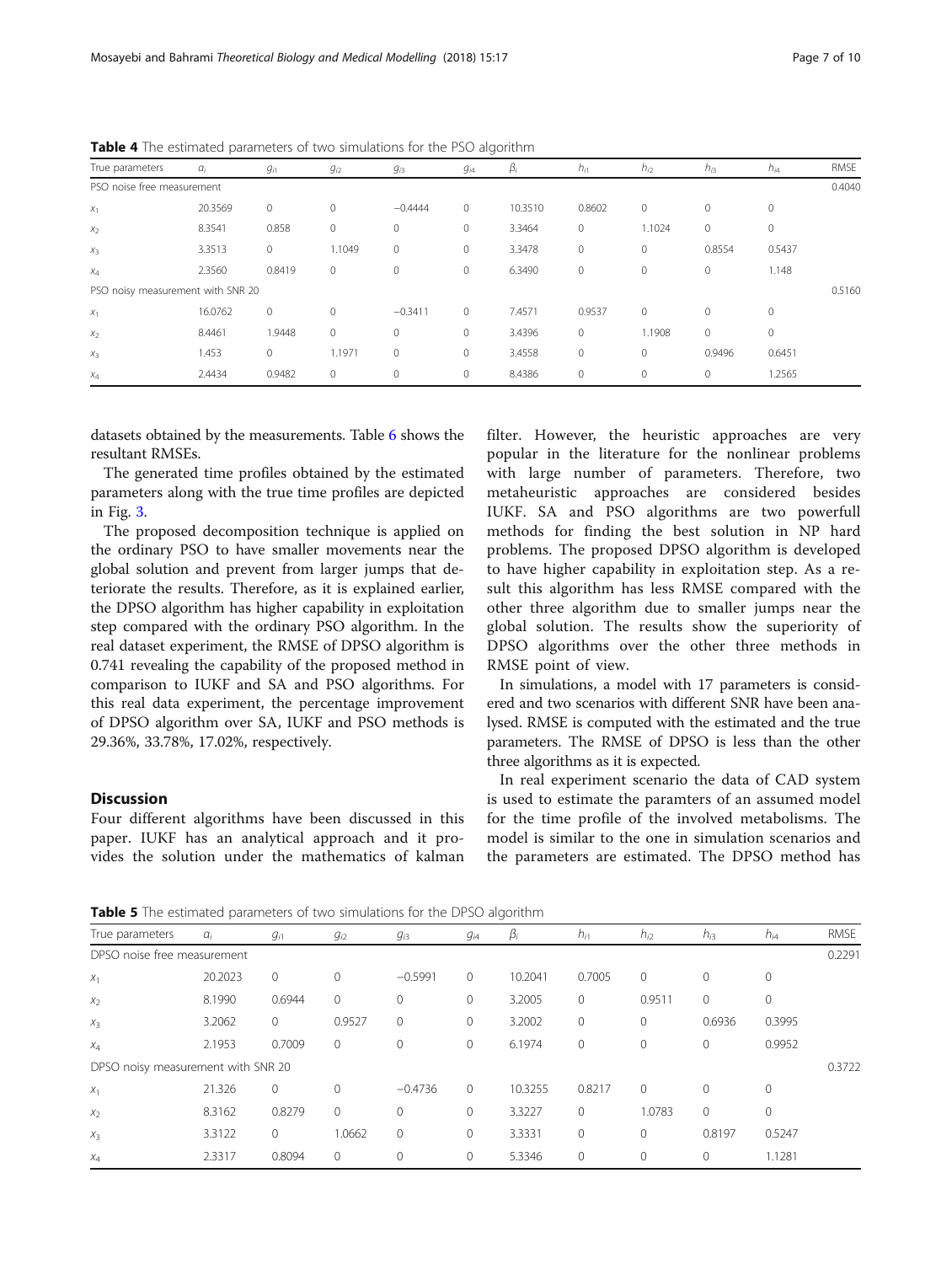**Table 4** The estimated parameters of two simulations for the PSO algorithm

| True parameters | $\alpha_i$ | $g_{i1}$ | $g_{i2}$ | $g_{i3}$ | $g_{i4}$ | $\beta_i$ | $h_{i1}$ | $h_{i2}$ | $h_{i3}$ | $h_{i4}$ | RMSE |
|---|---|---|---|---|---|---|---|---|---|---|---|
| PSO noise free measurement | | | | | | | | | | | 0.4040 |
| $x_1$ | 20.3569 | 0 | 0 | −0.4444 | 0 | 10.3510 | 0.8602 | 0 | 0 | 0 | |
| $x_2$ | 8.3541 | 0.858 | 0 | 0 | 0 | 3.3464 | 0 | 1.1024 | 0 | 0 | |
| $x_3$ | 3.3513 | 0 | 1.1049 | 0 | 0 | 3.3478 | 0 | 0 | 0.8554 | 0.5437 | |
| $x_4$ | 2.3560 | 0.8419 | 0 | 0 | 0 | 6.3490 | 0 | 0 | 0 | 1.148 | |
| PSO noisy measurement with SNR 20 | | | | | | | | | | | 0.5160 |
| $x_1$ | 16.0762 | 0 | 0 | −0.3411 | 0 | 7.4571 | 0.9537 | 0 | 0 | 0 | |
| $x_2$ | 8.4461 | 1.9448 | 0 | 0 | 0 | 3.4396 | 0 | 1.1908 | 0 | 0 | |
| $x_3$ | 1.453 | 0 | 1.1971 | 0 | 0 | 3.4558 | 0 | 0 | 0.9496 | 0.6451 | |
| $x_4$ | 2.4434 | 0.9482 | 0 | 0 | 0 | 8.4386 | 0 | 0 | 0 | 1.2565 | |

datasets obtained by the measurements. Table 6 shows the resultant RMSEs.

The generated time profiles obtained by the estimated parameters along with the true time profiles are depicted in Fig. 3.

The proposed decomposition technique is applied on the ordinary PSO to have smaller movements near the global solution and prevent from larger jumps that deteriorate the results. Therefore, as it is explained earlier, the DPSO algorithm has higher capability in exploitation step compared with the ordinary PSO algorithm. In the real dataset experiment, the RMSE of DPSO algorithm is 0.741 revealing the capability of the proposed method in comparison to IUKF and SA and PSO algorithms. For this real data experiment, the percentage improvement of DPSO algorithm over SA, IUKF and PSO methods is 29.36%, 33.78%, 17.02%, respectively.

## Discussion

Four different algorithms have been discussed in this paper. IUKF has an analytical approach and it provides the solution under the mathematics of kalman filter. However, the heuristic approaches are very popular in the literature for the nonlinear problems with large number of parameters. Therefore, two metaheuristic approaches are considered besides IUKF. SA and PSO algorithms are two powerfull methods for finding the best solution in NP hard problems. The proposed DPSO algorithm is developed to have higher capability in exploitation step. As a result this algorithm has less RMSE compared with the other three algorithm due to smaller jumps near the global solution. The results show the superiority of DPSO algorithms over the other three methods in RMSE point of view.

In simulations, a model with 17 parameters is considered and two scenarios with different SNR have been analysed. RMSE is computed with the estimated and the true parameters. The RMSE of DPSO is less than the other three algorithms as it is expected.

In real experiment scenario the data of CAD system is used to estimate the paramters of an assumed model for the time profile of the involved metabolisms. The model is similar to the one in simulation scenarios and the parameters are estimated. The DPSO method has

**Table 5** The estimated parameters of two simulations for the DPSO algorithm

| True parameters | $\alpha_i$ | $g_{i1}$ | $g_{i2}$ | $g_{i3}$ | $g_{i4}$ | $\beta_i$ | $h_{i1}$ | $h_{i2}$ | $h_{i3}$ | $h_{i4}$ | RMSE |
|---|---|---|---|---|---|---|---|---|---|---|---|
| DPSO noise free measurement | | | | | | | | | | | 0.2291 |
| $x_1$ | 20.2023 | 0 | 0 | −0.5991 | 0 | 10.2041 | 0.7005 | 0 | 0 | 0 | |
| $x_2$ | 8.1990 | 0.6944 | 0 | 0 | 0 | 3.2005 | 0 | 0.9511 | 0 | 0 | |
| $x_3$ | 3.2062 | 0 | 0.9527 | 0 | 0 | 3.2002 | 0 | 0 | 0.6936 | 0.3995 | |
| $x_4$ | 2.1953 | 0.7009 | 0 | 0 | 0 | 6.1974 | 0 | 0 | 0 | 0.9952 | |
| DPSO noisy measurement with SNR 20 | | | | | | | | | | | 0.3722 |
| $x_1$ | 21.326 | 0 | 0 | −0.4736 | 0 | 10.3255 | 0.8217 | 0 | 0 | 0 | |
| $x_2$ | 8.3162 | 0.8279 | 0 | 0 | 0 | 3.3227 | 0 | 1.0783 | 0 | 0 | |
| $x_3$ | 3.3122 | 0 | 1.0662 | 0 | 0 | 3.3331 | 0 | 0 | 0.8197 | 0.5247 | |
| $x_4$ | 2.3317 | 0.8094 | 0 | 0 | 0 | 5.3346 | 0 | 0 | 0 | 1.1281 | |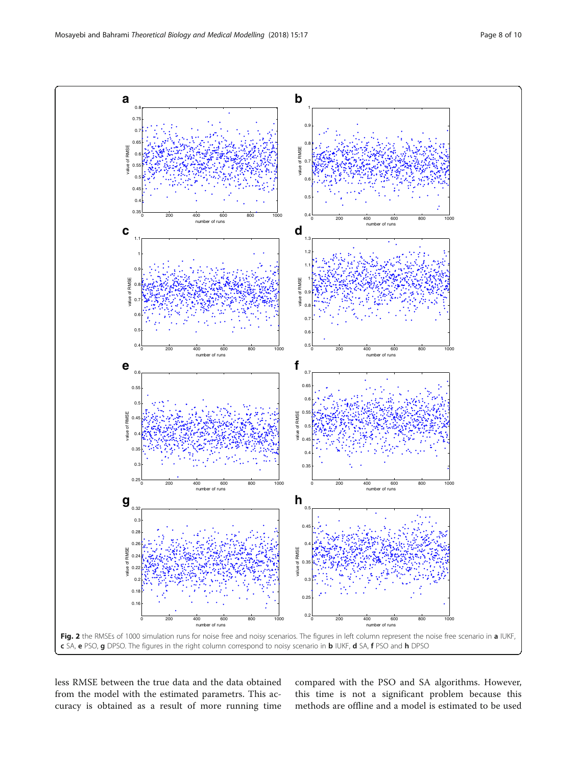**Fig. 2** the RMSEs of 1000 simulation runs for noise free and noisy scenarios. The figures in left column represent the noise free scenario in **a** IUKF, **c** SA, **e** PSO, **g** DPSO. The figures in the right column correspond to noisy scenario in **b** IUKF, **d** SA, **f** PSO and **h** DPSO

less RMSE between the true data and the data obtained from the model with the estimated parametrs. This accuracy is obtained as a result of more running time compared with the PSO and SA algorithms. However, this time is not a significant problem because this methods are offline and a model is estimated to be used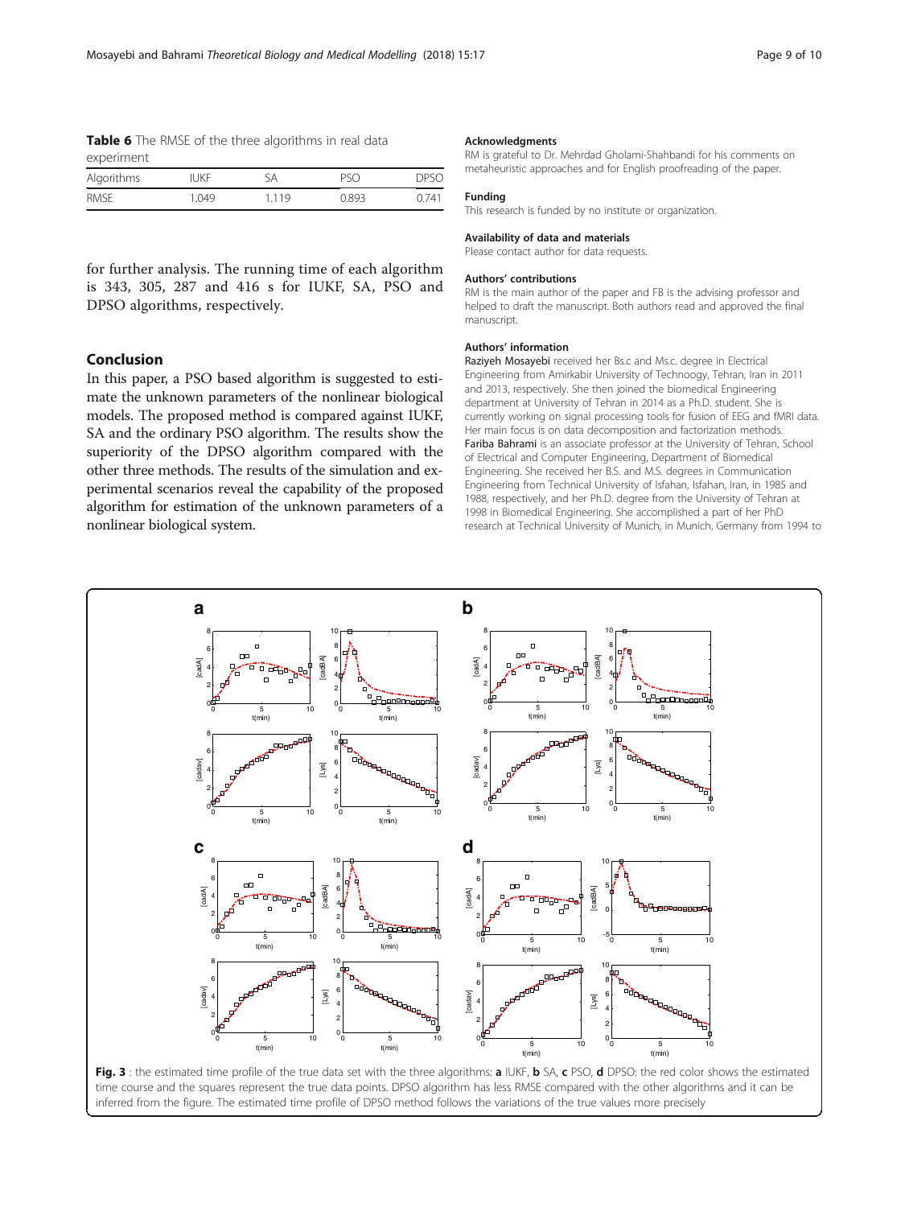**Table 6** The RMSE of the three algorithms in real data experiment

| Algorithms | IUKF | SA | PSO | DPSO |
|---|---|---|---|---|
| RMSE | 1.049 | 1.119 | 0.893 | 0.741 |

for further analysis. The running time of each algorithm is 343, 305, 287 and 416 s for IUKF, SA, PSO and DPSO algorithms, respectively.

## Conclusion

In this paper, a PSO based algorithm is suggested to estimate the unknown parameters of the nonlinear biological models. The proposed method is compared against IUKF, SA and the ordinary PSO algorithm. The results show the superiority of the DPSO algorithm compared with the other three methods. The results of the simulation and experimental scenarios reveal the capability of the proposed algorithm for estimation of the unknown parameters of a nonlinear biological system.

### Acknowledgments

RM is grateful to Dr. Mehrdad Gholami-Shahbandi for his comments on metaheuristic approaches and for English proofreading of the paper.

### Funding

This research is funded by no institute or organization.

### Availability of data and materials

Please contact author for data requests.

### Authors' contributions

RM is the main author of the paper and FB is the advising professor and helped to draft the manuscript. Both authors read and approved the final manuscript.

### Authors' information

**Raziyeh Mosayebi** received her Bs.c and Ms.c. degree in Electrical Engineering from Amirkabir University of Technoogy, Tehran, Iran in 2011 and 2013, respectively. She then joined the biomedical Engineering department at University of Tehran in 2014 as a Ph.D. student. She is currently working on signal processing tools for fusion of EEG and fMRI data. Her main focus is on data decomposition and factorization methods.
**Fariba Bahrami** is an associate professor at the University of Tehran, School of Electrical and Computer Engineering, Department of Biomedical Engineering. She received her B.S. and M.S. degrees in Communication Engineering from Technical University of Isfahan, Isfahan, Iran, in 1985 and 1988, respectively, and her Ph.D. degree from the University of Tehran at 1998 in Biomedical Engineering. She accomplished a part of her PhD research at Technical University of Munich, in Munich, Germany from 1994 to

**Fig. 3** : the estimated time profile of the true data set with the three algorithms: **a** IUKF, **b** SA, **c** PSO, **d** DPSO: the red color shows the estimated time course and the squares represent the true data points. DPSO algorithm has less RMSE compared with the other algorithms and it can be inferred from the figure. The estimated time profile of DPSO method follows the variations of the true values more precisely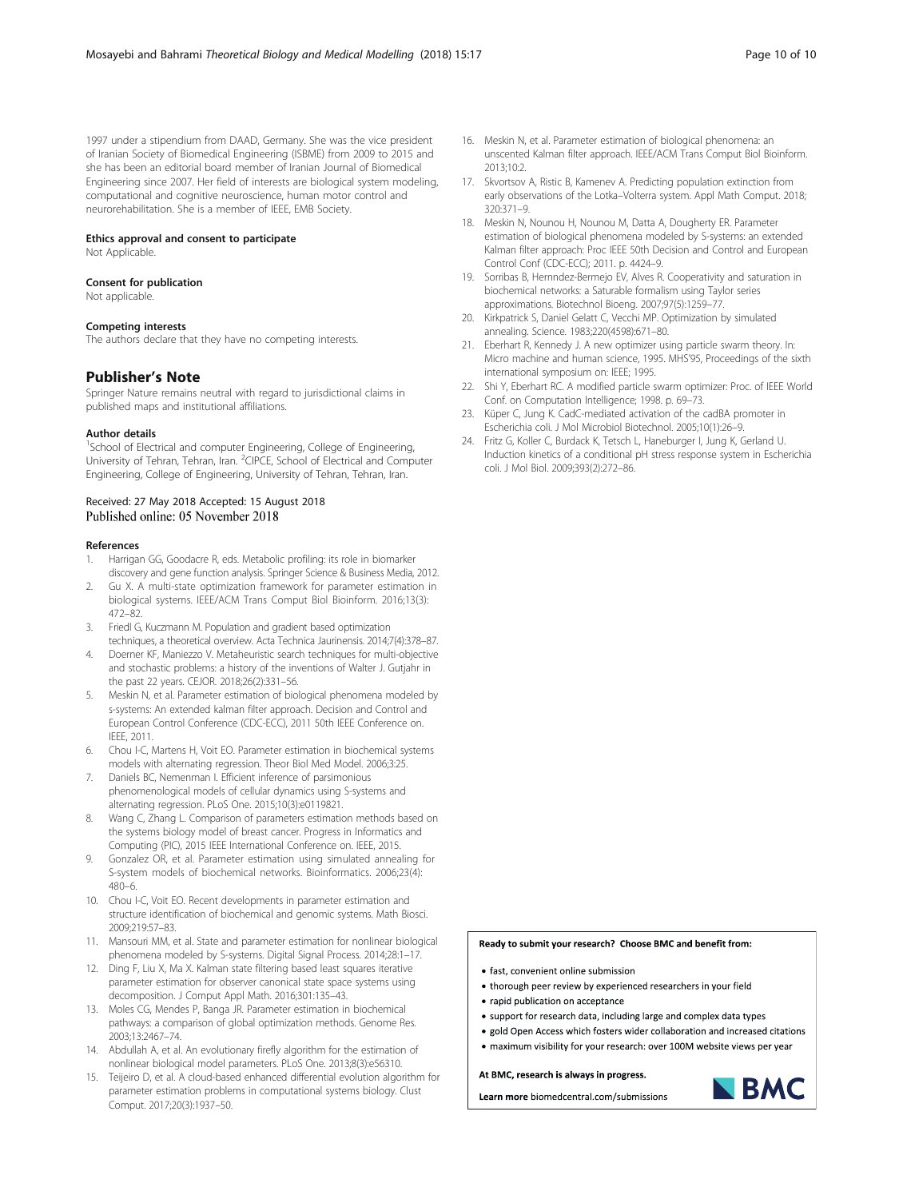1997 under a stipendium from DAAD, Germany. She was the vice president of Iranian Society of Biomedical Engineering (ISBME) from 2009 to 2015 and she has been an editorial board member of Iranian Journal of Biomedical Engineering since 2007. Her field of interests are biological system modeling, computational and cognitive neuroscience, human motor control and neurorehabilitation. She is a member of IEEE, EMB Society.

#### Ethics approval and consent to participate

Not Applicable.

#### Consent for publication

Not applicable.

#### Competing interests

The authors declare that they have no competing interests.

## Publisher's Note

Springer Nature remains neutral with regard to jurisdictional claims in published maps and institutional affiliations.

#### Author details

[1]School of Electrical and computer Engineering, College of Engineering, University of Tehran, Tehran, Iran. [2]CIPCE, School of Electrical and Computer Engineering, College of Engineering, University of Tehran, Tehran, Iran.

Received: 27 May 2018 Accepted: 15 August 2018
Published online: 05 November 2018

#### References

1. Harrigan GG, Goodacre R, eds. Metabolic profiling: its role in biomarker discovery and gene function analysis. Springer Science & Business Media, 2012.
2. Gu X. A multi-state optimization framework for parameter estimation in biological systems. IEEE/ACM Trans Comput Biol Bioinform. 2016;13(3):472–82.
3. Friedl G, Kuczmann M. Population and gradient based optimization techniques, a theoretical overview. Acta Technica Jaurinensis. 2014;7(4):378–87.
4. Doerner KF, Maniezzo V. Metaheuristic search techniques for multi-objective and stochastic problems: a history of the inventions of Walter J. Gutjahr in the past 22 years. CEJOR. 2018;26(2):331–56.
5. Meskin N, et al. Parameter estimation of biological phenomena modeled by s-systems: An extended kalman filter approach. Decision and Control and European Control Conference (CDC-ECC), 2011 50th IEEE Conference on. IEEE, 2011.
6. Chou I-C, Martens H, Voit EO. Parameter estimation in biochemical systems models with alternating regression. Theor Biol Med Model. 2006;3:25.
7. Daniels BC, Nemenman I. Efficient inference of parsimonious phenomenological models of cellular dynamics using S-systems and alternating regression. PLoS One. 2015;10(3):e0119821.
8. Wang C, Zhang L. Comparison of parameters estimation methods based on the systems biology model of breast cancer. Progress in Informatics and Computing (PIC), 2015 IEEE International Conference on. IEEE, 2015.
9. Gonzalez OR, et al. Parameter estimation using simulated annealing for S-system models of biochemical networks. Bioinformatics. 2006;23(4):480–6.
10. Chou I-C, Voit EO. Recent developments in parameter estimation and structure identification of biochemical and genomic systems. Math Biosci. 2009;219:57–83.
11. Mansouri MM, et al. State and parameter estimation for nonlinear biological phenomena modeled by S-systems. Digital Signal Process. 2014;28:1–17.
12. Ding F, Liu X, Ma X. Kalman state filtering based least squares iterative parameter estimation for observer canonical state space systems using decomposition. J Comput Appl Math. 2016;301:135–43.
13. Moles CG, Mendes P, Banga JR. Parameter estimation in biochemical pathways: a comparison of global optimization methods. Genome Res. 2003;13:2467–74.
14. Abdullah A, et al. An evolutionary firefly algorithm for the estimation of nonlinear biological model parameters. PLoS One. 2013;8(3):e56310.
15. Teijeiro D, et al. A cloud-based enhanced differential evolution algorithm for parameter estimation problems in computational systems biology. Clust Comput. 2017;20(3):1937–50.
16. Meskin N, et al. Parameter estimation of biological phenomena: an unscented Kalman filter approach. IEEE/ACM Trans Comput Biol Bioinform. 2013;10:2.
17. Skvortsov A, Ristic B, Kamenev A. Predicting population extinction from early observations of the Lotka–Volterra system. Appl Math Comput. 2018;320:371–9.
18. Meskin N, Nounou H, Nounou M, Datta A, Dougherty ER. Parameter estimation of biological phenomena modeled by S-systems: an extended Kalman filter approach: Proc IEEE 50th Decision and Control and European Control Conf (CDC-ECC); 2011. p. 4424–9.
19. Sorribas B, Hernndez-Bermejo EV, Alves R. Cooperativity and saturation in biochemical networks: a Saturable formalism using Taylor series approximations. Biotechnol Bioeng. 2007;97(5):1259–77.
20. Kirkpatrick S, Daniel Gelatt C, Vecchi MP. Optimization by simulated annealing. Science. 1983;220(4598):671–80.
21. Eberhart R, Kennedy J. A new optimizer using particle swarm theory. In: Micro machine and human science, 1995. MHS'95, Proceedings of the sixth international symposium on: IEEE; 1995.
22. Shi Y, Eberhart RC. A modified particle swarm optimizer: Proc. of IEEE World Conf. on Computation Intelligence; 1998. p. 69–73.
23. Küper C, Jung K. CadC-mediated activation of the cadBA promoter in Escherichia coli. J Mol Microbiol Biotechnol. 2005;10(1):26–9.
24. Fritz G, Koller C, Burdack K, Tetsch L, Haneburger I, Jung K, Gerland U. Induction kinetics of a conditional pH stress response system in Escherichia coli. J Mol Biol. 2009;393(2):272–86.

**Ready to submit your research? Choose BMC and benefit from:**

- fast, convenient online submission
- thorough peer review by experienced researchers in your field
- rapid publication on acceptance
- support for research data, including large and complex data types
- gold Open Access which fosters wider collaboration and increased citations
- maximum visibility for your research: over 100M website views per year

**At BMC, research is always in progress.**

**Learn more** biomedcentral.com/submissions

BMC